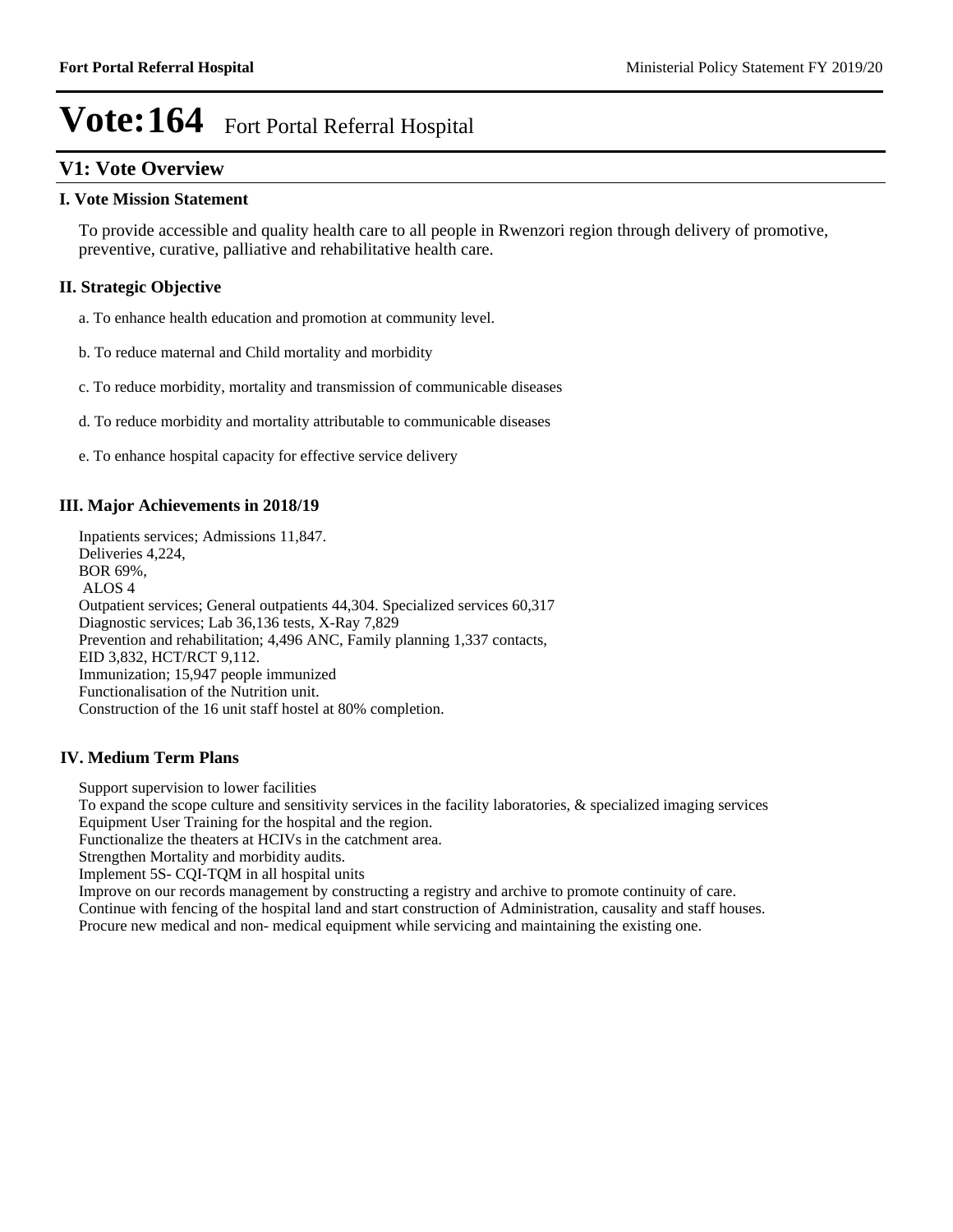# Vote:164 Fort Portal Referral Hospital

## V1: Vote Overview

### I. Vote Mission Statement

To provide accessible and quality health care to all people in Rwenzori region through delivery of promotive, preventive, curative, palliative and rehabilitative health care.

### II. Strategic Objective

a. To enhance health education and promotion at community level.

b. To reduce maternal and Child mortality and morbidity

c. To reduce morbidity, mortality and transmission of communicable diseases

d. To reduce morbidity and mortality attributable to communicable diseases

e. To enhance hospital capacity for effective service delivery

### III. Major Achievements in 2018/19

Inpatients services; Admissions 11,847.
Deliveries 4,224,
BOR 69%,
ALOS 4
Outpatient services; General outpatients 44,304. Specialized services 60,317
Diagnostic services; Lab 36,136 tests, X-Ray 7,829
Prevention and rehabilitation; 4,496 ANC, Family planning 1,337 contacts,
EID 3,832, HCT/RCT 9,112.
Immunization; 15,947 people immunized
Functionalisation of the Nutrition unit.
Construction of the 16 unit staff hostel at 80% completion.

### IV. Medium Term Plans

Support supervision to lower facilities
To expand the scope culture and sensitivity services in the facility laboratories, & specialized imaging services
Equipment User Training for the hospital and the region.
Functionalize the theaters at HCIVs in the catchment area.
Strengthen Mortality and morbidity audits.
Implement 5S- CQI-TQM in all hospital units
Improve on our records management by constructing a registry and archive to promote continuity of care.
Continue with fencing of the hospital land and start construction of Administration, causality and staff houses.
Procure new medical and non- medical equipment while servicing and maintaining the existing one.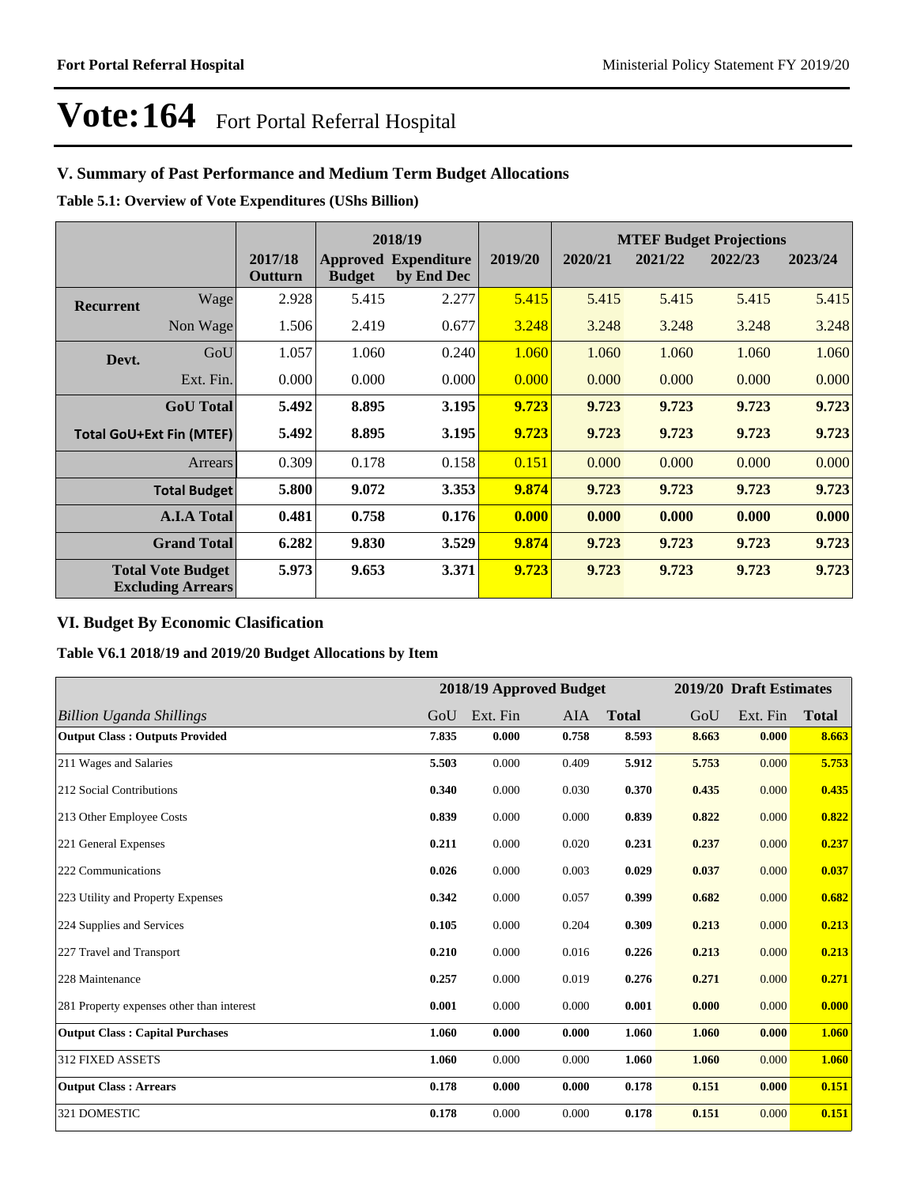# Vote:164 Fort Portal Referral Hospital

## V. Summary of Past Performance and Medium Term Budget Allocations

**Table 5.1: Overview of Vote Expenditures (UShs Billion)**

| | | | 2018/19 | | | MTEF Budget Projections | | | |
|---|---|---|---|---|---|---|---|---|---|
| | | 2017/18 Outturn | Approved Budget | Expenditure by End Dec | 2019/20 | 2020/21 | 2021/22 | 2022/23 | 2023/24 |
| **Recurrent** | Wage | 2.928 | 5.415 | 2.277 | 5.415 | 5.415 | 5.415 | 5.415 | 5.415 |
| | Non Wage | 1.506 | 2.419 | 0.677 | 3.248 | 3.248 | 3.248 | 3.248 | 3.248 |
| **Devt.** | GoU | 1.057 | 1.060 | 0.240 | 1.060 | 1.060 | 1.060 | 1.060 | 1.060 |
| | Ext. Fin. | 0.000 | 0.000 | 0.000 | 0.000 | 0.000 | 0.000 | 0.000 | 0.000 |
| | **GoU Total** | **5.492** | **8.895** | **3.195** | **9.723** | **9.723** | **9.723** | **9.723** | **9.723** |
| **Total GoU+Ext Fin (MTEF)** | | **5.492** | **8.895** | **3.195** | **9.723** | **9.723** | **9.723** | **9.723** | **9.723** |
| | Arrears | 0.309 | 0.178 | 0.158 | 0.151 | 0.000 | 0.000 | 0.000 | 0.000 |
| | **Total Budget** | **5.800** | **9.072** | **3.353** | **9.874** | **9.723** | **9.723** | **9.723** | **9.723** |
| | **A.I.A Total** | **0.481** | **0.758** | **0.176** | **0.000** | **0.000** | **0.000** | **0.000** | **0.000** |
| | **Grand Total** | **6.282** | **9.830** | **3.529** | **9.874** | **9.723** | **9.723** | **9.723** | **9.723** |
| **Total Vote Budget Excluding Arrears** | | **5.973** | **9.653** | **3.371** | **9.723** | **9.723** | **9.723** | **9.723** | **9.723** |

## VI. Budget By Economic Clasification

**Table V6.1 2018/19 and 2019/20 Budget Allocations by Item**

| | 2018/19 Approved Budget | | | | 2019/20 Draft Estimates | | |
|---|---|---|---|---|---|---|---|
| *Billion Uganda Shillings* | GoU | Ext. Fin | AIA | **Total** | GoU | Ext. Fin | **Total** |
| **Output Class : Outputs Provided** | **7.835** | **0.000** | **0.758** | **8.593** | **8.663** | **0.000** | **8.663** |
| 211 Wages and Salaries | **5.503** | 0.000 | 0.409 | **5.912** | **5.753** | 0.000 | **5.753** |
| 212 Social Contributions | **0.340** | 0.000 | 0.030 | **0.370** | **0.435** | 0.000 | **0.435** |
| 213 Other Employee Costs | **0.839** | 0.000 | 0.000 | **0.839** | **0.822** | 0.000 | **0.822** |
| 221 General Expenses | **0.211** | 0.000 | 0.020 | **0.231** | **0.237** | 0.000 | **0.237** |
| 222 Communications | **0.026** | 0.000 | 0.003 | **0.029** | **0.037** | 0.000 | **0.037** |
| 223 Utility and Property Expenses | **0.342** | 0.000 | 0.057 | **0.399** | **0.682** | 0.000 | **0.682** |
| 224 Supplies and Services | **0.105** | 0.000 | 0.204 | **0.309** | **0.213** | 0.000 | **0.213** |
| 227 Travel and Transport | **0.210** | 0.000 | 0.016 | **0.226** | **0.213** | 0.000 | **0.213** |
| 228 Maintenance | **0.257** | 0.000 | 0.019 | **0.276** | **0.271** | 0.000 | **0.271** |
| 281 Property expenses other than interest | **0.001** | 0.000 | 0.000 | **0.001** | **0.000** | 0.000 | **0.000** |
| **Output Class : Capital Purchases** | **1.060** | **0.000** | **0.000** | **1.060** | **1.060** | **0.000** | **1.060** |
| 312 FIXED ASSETS | **1.060** | 0.000 | 0.000 | **1.060** | **1.060** | 0.000 | **1.060** |
| **Output Class : Arrears** | **0.178** | **0.000** | **0.000** | **0.178** | **0.151** | **0.000** | **0.151** |
| 321 DOMESTIC | **0.178** | 0.000 | 0.000 | **0.178** | **0.151** | 0.000 | **0.151** |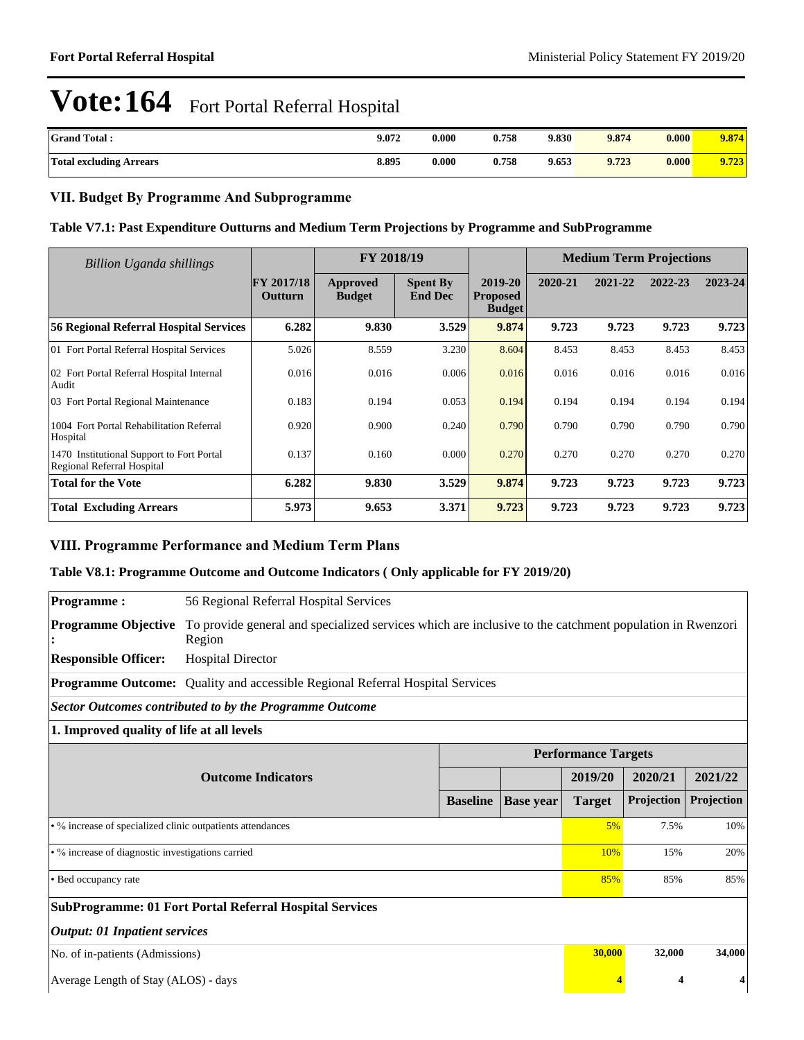# Vote:164 Fort Portal Referral Hospital

| Grand Total : | 9.072 | 0.000 | 0.758 | 9.830 | 9.874 | 0.000 | 9.874 |
|---|---|---|---|---|---|---|---|
| Total excluding Arrears | 8.895 | 0.000 | 0.758 | 9.653 | 9.723 | 0.000 | 9.723 |

## VII. Budget By Programme And Subprogramme

### Table V7.1: Past Expenditure Outturns and Medium Term Projections by Programme and SubProgramme

| *Billion Uganda shillings* | | FY 2018/19 | | | Medium Term Projections | | | |
|---|---|---|---|---|---|---|---|---|
| | FY 2017/18 Outturn | Approved Budget | Spent By End Dec | 2019-20 Proposed Budget | 2020-21 | 2021-22 | 2022-23 | 2023-24 |
| **56 Regional Referral Hospital Services** | **6.282** | **9.830** | **3.529** | **9.874** | **9.723** | **9.723** | **9.723** | **9.723** |
| 01 Fort Portal Referral Hospital Services | 5.026 | 8.559 | 3.230 | 8.604 | 8.453 | 8.453 | 8.453 | 8.453 |
| 02 Fort Portal Referral Hospital Internal Audit | 0.016 | 0.016 | 0.006 | 0.016 | 0.016 | 0.016 | 0.016 | 0.016 |
| 03 Fort Portal Regional Maintenance | 0.183 | 0.194 | 0.053 | 0.194 | 0.194 | 0.194 | 0.194 | 0.194 |
| 1004 Fort Portal Rehabilitation Referral Hospital | 0.920 | 0.900 | 0.240 | 0.790 | 0.790 | 0.790 | 0.790 | 0.790 |
| 1470 Institutional Support to Fort Portal Regional Referral Hospital | 0.137 | 0.160 | 0.000 | 0.270 | 0.270 | 0.270 | 0.270 | 0.270 |
| **Total for the Vote** | **6.282** | **9.830** | **3.529** | **9.874** | **9.723** | **9.723** | **9.723** | **9.723** |
| **Total Excluding Arrears** | **5.973** | **9.653** | **3.371** | **9.723** | **9.723** | **9.723** | **9.723** | **9.723** |

## VIII. Programme Performance and Medium Term Plans

### Table V8.1: Programme Outcome and Outcome Indicators ( Only applicable for FY 2019/20)

**Programme :** 56 Regional Referral Hospital Services

**Programme Objective :** To provide general and specialized services which are inclusive to the catchment population in Rwenzori Region

**Responsible Officer:** Hospital Director

**Programme Outcome:** Quality and accessible Regional Referral Hospital Services

***Sector Outcomes contributed to by the Programme Outcome***

**1. Improved quality of life at all levels**

| Outcome Indicators | Baseline | Base year | 2019/20 Target | 2020/21 Projection | 2021/22 Projection |
|---|---|---|---|---|---|
| • % increase of specialized clinic outpatients attendances | | | 5% | 7.5% | 10% |
| • % increase of diagnostic investigations carried | | | 10% | 15% | 20% |
| • Bed occupancy rate | | | 85% | 85% | 85% |

**SubProgramme: 01 Fort Portal Referral Hospital Services**

***Output: 01 Inpatient services***

| | 2019/20 | 2020/21 | 2021/22 |
|---|---|---|---|
| No. of in-patients (Admissions) | **30,000** | **32,000** | **34,000** |
| Average Length of Stay (ALOS) - days | **4** | **4** | **4** |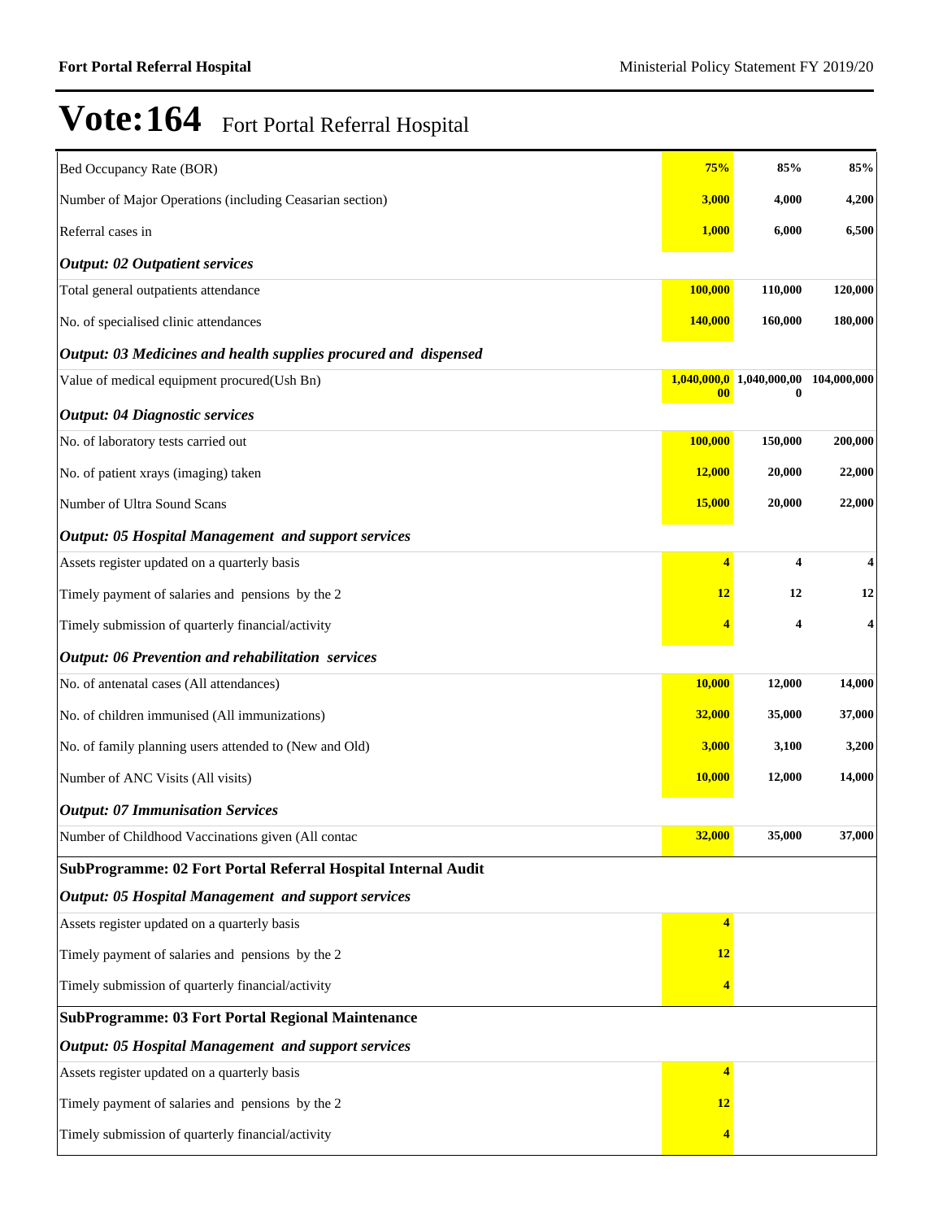# Vote:164 Fort Portal Referral Hospital

| | | | |
|---|---|---|---|
| Bed Occupancy Rate (BOR) | **75%** | **85%** | **85%** |
| Number of Major Operations (including Ceasarian section) | **3,000** | **4,000** | **4,200** |
| Referral cases in | **1,000** | **6,000** | **6,500** |
| ***Output: 02 Outpatient services*** | | | |
| Total general outpatients attendance | **100,000** | **110,000** | **120,000** |
| No. of specialised clinic attendances | **140,000** | **160,000** | **180,000** |
| ***Output: 03 Medicines and health supplies procured and dispensed*** | | | |
| Value of medical equipment procured(Ush Bn) | **1,040,000,000** | **1,040,000,000** | **104,000,000** |
| ***Output: 04 Diagnostic services*** | | | |
| No. of laboratory tests carried out | **100,000** | **150,000** | **200,000** |
| No. of patient xrays (imaging) taken | **12,000** | **20,000** | **22,000** |
| Number of Ultra Sound Scans | **15,000** | **20,000** | **22,000** |
| ***Output: 05 Hospital Management and support services*** | | | |
| Assets register updated on a quarterly basis | **4** | **4** | **4** |
| Timely payment of salaries and pensions by the 2 | **12** | **12** | **12** |
| Timely submission of quarterly financial/activity | **4** | **4** | **4** |
| ***Output: 06 Prevention and rehabilitation services*** | | | |
| No. of antenatal cases (All attendances) | **10,000** | **12,000** | **14,000** |
| No. of children immunised (All immunizations) | **32,000** | **35,000** | **37,000** |
| No. of family planning users attended to (New and Old) | **3,000** | **3,100** | **3,200** |
| Number of ANC Visits (All visits) | **10,000** | **12,000** | **14,000** |
| ***Output: 07 Immunisation Services*** | | | |
| Number of Childhood Vaccinations given (All contac | **32,000** | **35,000** | **37,000** |
| **SubProgramme: 02 Fort Portal Referral Hospital Internal Audit** | | | |
| ***Output: 05 Hospital Management and support services*** | | | |
| Assets register updated on a quarterly basis | **4** | | |
| Timely payment of salaries and pensions by the 2 | **12** | | |
| Timely submission of quarterly financial/activity | **4** | | |
| **SubProgramme: 03 Fort Portal Regional Maintenance** | | | |
| ***Output: 05 Hospital Management and support services*** | | | |
| Assets register updated on a quarterly basis | **4** | | |
| Timely payment of salaries and pensions by the 2 | **12** | | |
| Timely submission of quarterly financial/activity | **4** | | |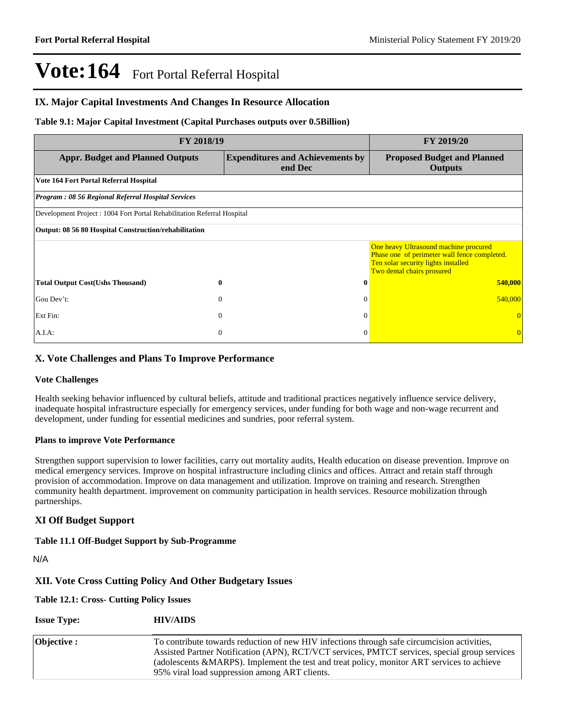# Vote:164 Fort Portal Referral Hospital

## IX. Major Capital Investments And Changes In Resource Allocation

**Table 9.1: Major Capital Investment (Capital Purchases outputs over 0.5Billion)**

| FY 2018/19 | | FY 2019/20 |
|---|---|---|
| **Appr. Budget and Planned Outputs** | **Expenditures and Achievements by end Dec** | **Proposed Budget and Planned Outputs** |
| **Vote 164 Fort Portal Referral Hospital** | | |
| ***Program : 08 56 Regional Referral Hospital Services*** | | |
| Development Project : 1004 Fort Portal Rehabilitation Referral Hospital | | |
| **Output: 08 56 80 Hospital Construction/rehabilitation** | | |
| | | One heavy Ultrasound machine procured<br>Phase one of perimeter wall fence completed.<br>Ten solar security lights installed<br>Two dental chairs prosured |
| **Total Output Cost(Ushs Thousand)** **0** | **0** | **540,000** |
| Gou Dev't: 0 | 0 | 540,000 |
| Ext Fin: 0 | 0 | 0 |
| A.I.A: 0 | 0 | 0 |

## X. Vote Challenges and Plans To Improve Performance

### Vote Challenges

Health seeking behavior influenced by cultural beliefs, attitude and traditional practices negatively influence service delivery, inadequate hospital infrastructure especially for emergency services, under funding for both wage and non-wage recurrent and development, under funding for essential medicines and sundries, poor referral system.

### Plans to improve Vote Performance

Strengthen support supervision to lower facilities, carry out mortality audits, Health education on disease prevention. Improve on medical emergency services. Improve on hospital infrastructure including clinics and offices. Attract and retain staff through provision of accommodation. Improve on data management and utilization. Improve on training and research. Strengthen community health department. improvement on community participation in health services. Resource mobilization through partnerships.

## XI Off Budget Support

### Table 11.1 Off-Budget Support by Sub-Programme

N/A

## XII. Vote Cross Cutting Policy And Other Budgetary Issues

### Table 12.1: Cross- Cutting Policy Issues

| **Issue Type:** | **HIV/AIDS** |
|---|---|
| **Objective :** | To contribute towards reduction of new HIV infections through safe circumcision activities, Assisted Partner Notification (APN), RCT/VCT services, PMTCT services, special group services (adolescents &MARPS). Implement the test and treat policy, monitor ART services to achieve 95% viral load suppression among ART clients. |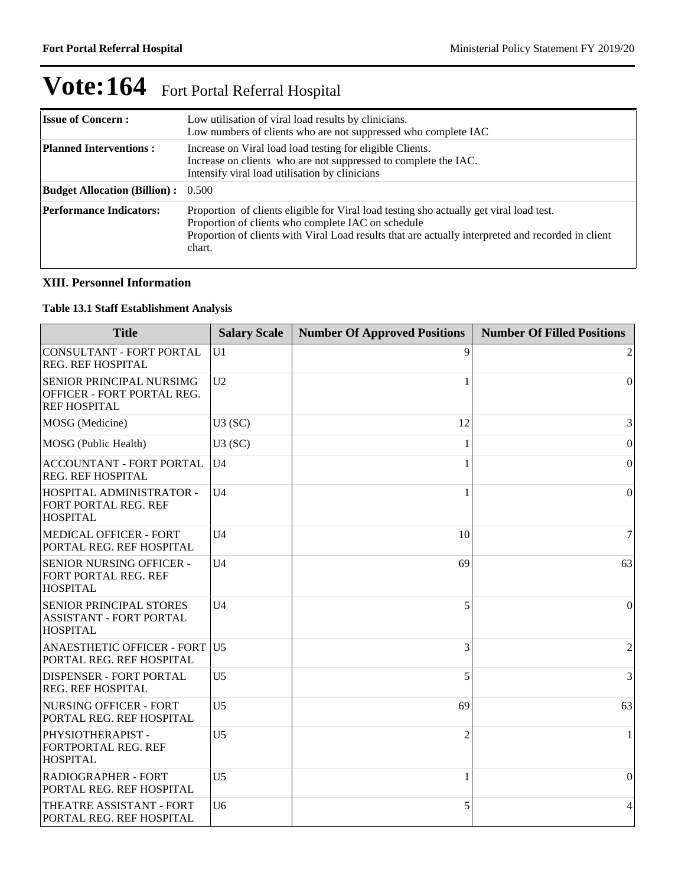# Vote:164 Fort Portal Referral Hospital

| | |
|---|---|
| **Issue of Concern :** | Low utilisation of viral load results by clinicians.<br>Low numbers of clients who are not suppressed who complete IAC |
| **Planned Interventions :** | Increase on Viral load load testing for eligible Clients.<br>Increase on clients who are not suppressed to complete the IAC.<br>Intensify viral load utilisation by clinicians |
| **Budget Allocation (Billion) :** | 0.500 |
| **Performance Indicators:** | Proportion of clients eligible for Viral load testing sho actually get viral load test.<br>Proportion of clients who complete IAC on schedule<br>Proportion of clients with Viral Load results that are actually interpreted and recorded in client chart. |

## XIII. Personnel Information

### Table 13.1 Staff Establishment Analysis

| Title | Salary Scale | Number Of Approved Positions | Number Of Filled Positions |
|---|---|---|---|
| CONSULTANT - FORT PORTAL REG. REF HOSPITAL | U1 | 9 | 2 |
| SENIOR PRINCIPAL NURSIMG OFFICER - FORT PORTAL REG. REF HOSPITAL | U2 | 1 | 0 |
| MOSG (Medicine) | U3 (SC) | 12 | 3 |
| MOSG (Public Health) | U3 (SC) | 1 | 0 |
| ACCOUNTANT - FORT PORTAL REG. REF HOSPITAL | U4 | 1 | 0 |
| HOSPITAL ADMINISTRATOR - FORT PORTAL REG. REF HOSPITAL | U4 | 1 | 0 |
| MEDICAL OFFICER - FORT PORTAL REG. REF HOSPITAL | U4 | 10 | 7 |
| SENIOR NURSING OFFICER - FORT PORTAL REG. REF HOSPITAL | U4 | 69 | 63 |
| SENIOR PRINCIPAL STORES ASSISTANT - FORT PORTAL HOSPITAL | U4 | 5 | 0 |
| ANAESTHETIC OFFICER - FORT PORTAL REG. REF HOSPITAL | U5 | 3 | 2 |
| DISPENSER - FORT PORTAL REG. REF HOSPITAL | U5 | 5 | 3 |
| NURSING OFFICER - FORT PORTAL REG. REF HOSPITAL | U5 | 69 | 63 |
| PHYSIOTHERAPIST - FORTPORTAL REG. REF HOSPITAL | U5 | 2 | 1 |
| RADIOGRAPHER - FORT PORTAL REG. REF HOSPITAL | U5 | 1 | 0 |
| THEATRE ASSISTANT - FORT PORTAL REG. REF HOSPITAL | U6 | 5 | 4 |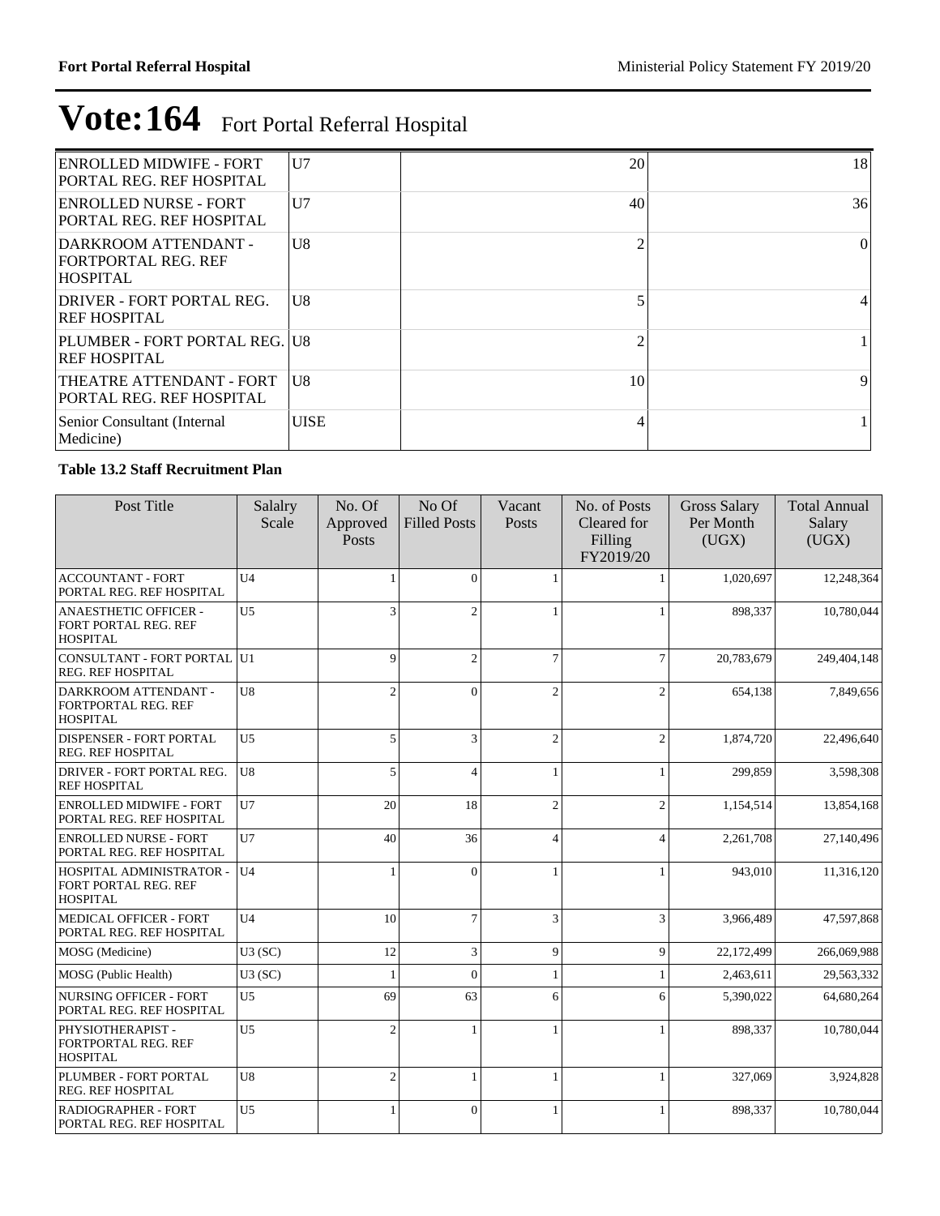# Vote:164 Fort Portal Referral Hospital

| | | | |
|---|---|---|---|
| ENROLLED MIDWIFE - FORT PORTAL REG. REF HOSPITAL | U7 | 20 | 18 |
| ENROLLED NURSE - FORT PORTAL REG. REF HOSPITAL | U7 | 40 | 36 |
| DARKROOM ATTENDANT - FORTPORTAL REG. REF HOSPITAL | U8 | 2 | 0 |
| DRIVER - FORT PORTAL REG. REF HOSPITAL | U8 | 5 | 4 |
| PLUMBER - FORT PORTAL REG. REF HOSPITAL | U8 | 2 | 1 |
| THEATRE ATTENDANT - FORT PORTAL REG. REF HOSPITAL | U8 | 10 | 9 |
| Senior Consultant (Internal Medicine) | UISE | 4 | 1 |

**Table 13.2 Staff Recruitment Plan**

| Post Title | Salalry Scale | No. Of Approved Posts | No Of Filled Posts | Vacant Posts | No. of Posts Cleared for Filling FY2019/20 | Gross Salary Per Month (UGX) | Total Annual Salary (UGX) |
|---|---|---|---|---|---|---|---|
| ACCOUNTANT - FORT PORTAL REG. REF HOSPITAL | U4 | 1 | 0 | 1 | 1 | 1,020,697 | 12,248,364 |
| ANAESTHETIC OFFICER - FORT PORTAL REG. REF HOSPITAL | U5 | 3 | 2 | 1 | 1 | 898,337 | 10,780,044 |
| CONSULTANT - FORT PORTAL REG. REF HOSPITAL | U1 | 9 | 2 | 7 | 7 | 20,783,679 | 249,404,148 |
| DARKROOM ATTENDANT - FORTPORTAL REG. REF HOSPITAL | U8 | 2 | 0 | 2 | 2 | 654,138 | 7,849,656 |
| DISPENSER - FORT PORTAL REG. REF HOSPITAL | U5 | 5 | 3 | 2 | 2 | 1,874,720 | 22,496,640 |
| DRIVER - FORT PORTAL REG. REF HOSPITAL | U8 | 5 | 4 | 1 | 1 | 299,859 | 3,598,308 |
| ENROLLED MIDWIFE - FORT PORTAL REG. REF HOSPITAL | U7 | 20 | 18 | 2 | 2 | 1,154,514 | 13,854,168 |
| ENROLLED NURSE - FORT PORTAL REG. REF HOSPITAL | U7 | 40 | 36 | 4 | 4 | 2,261,708 | 27,140,496 |
| HOSPITAL ADMINISTRATOR - FORT PORTAL REG. REF HOSPITAL | U4 | 1 | 0 | 1 | 1 | 943,010 | 11,316,120 |
| MEDICAL OFFICER - FORT PORTAL REG. REF HOSPITAL | U4 | 10 | 7 | 3 | 3 | 3,966,489 | 47,597,868 |
| MOSG (Medicine) | U3 (SC) | 12 | 3 | 9 | 9 | 22,172,499 | 266,069,988 |
| MOSG (Public Health) | U3 (SC) | 1 | 0 | 1 | 1 | 2,463,611 | 29,563,332 |
| NURSING OFFICER - FORT PORTAL REG. REF HOSPITAL | U5 | 69 | 63 | 6 | 6 | 5,390,022 | 64,680,264 |
| PHYSIOTHERAPIST - FORTPORTAL REG. REF HOSPITAL | U5 | 2 | 1 | 1 | 1 | 898,337 | 10,780,044 |
| PLUMBER - FORT PORTAL REG. REF HOSPITAL | U8 | 2 | 1 | 1 | 1 | 327,069 | 3,924,828 |
| RADIOGRAPHER - FORT PORTAL REG. REF HOSPITAL | U5 | 1 | 0 | 1 | 1 | 898,337 | 10,780,044 |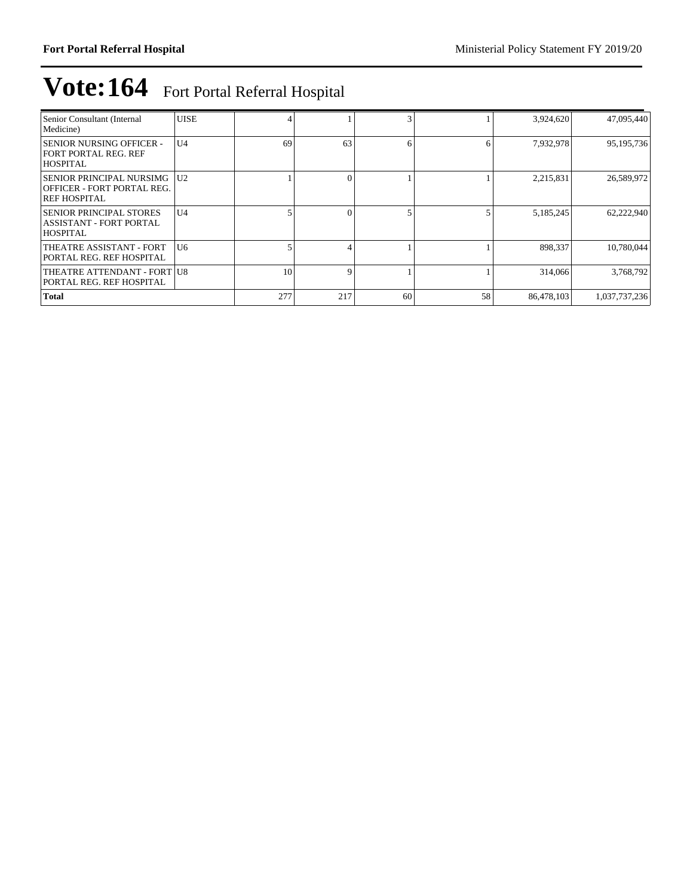# Vote:164 Fort Portal Referral Hospital

| | | | | | | | |
|---|---|---|---|---|---|---|---|
| Senior Consultant (Internal Medicine) | UISE | 4 | 1 | 3 | 1 | 3,924,620 | 47,095,440 |
| SENIOR NURSING OFFICER - FORT PORTAL REG. REF HOSPITAL | U4 | 69 | 63 | 6 | 6 | 7,932,978 | 95,195,736 |
| SENIOR PRINCIPAL NURSIMG OFFICER - FORT PORTAL REG. REF HOSPITAL | U2 | 1 | 0 | 1 | 1 | 2,215,831 | 26,589,972 |
| SENIOR PRINCIPAL STORES ASSISTANT - FORT PORTAL HOSPITAL | U4 | 5 | 0 | 5 | 5 | 5,185,245 | 62,222,940 |
| THEATRE ASSISTANT - FORT PORTAL REG. REF HOSPITAL | U6 | 5 | 4 | 1 | 1 | 898,337 | 10,780,044 |
| THEATRE ATTENDANT - FORT PORTAL REG. REF HOSPITAL | U8 | 10 | 9 | 1 | 1 | 314,066 | 3,768,792 |
| **Total** | | 277 | 217 | 60 | 58 | 86,478,103 | 1,037,737,236 |